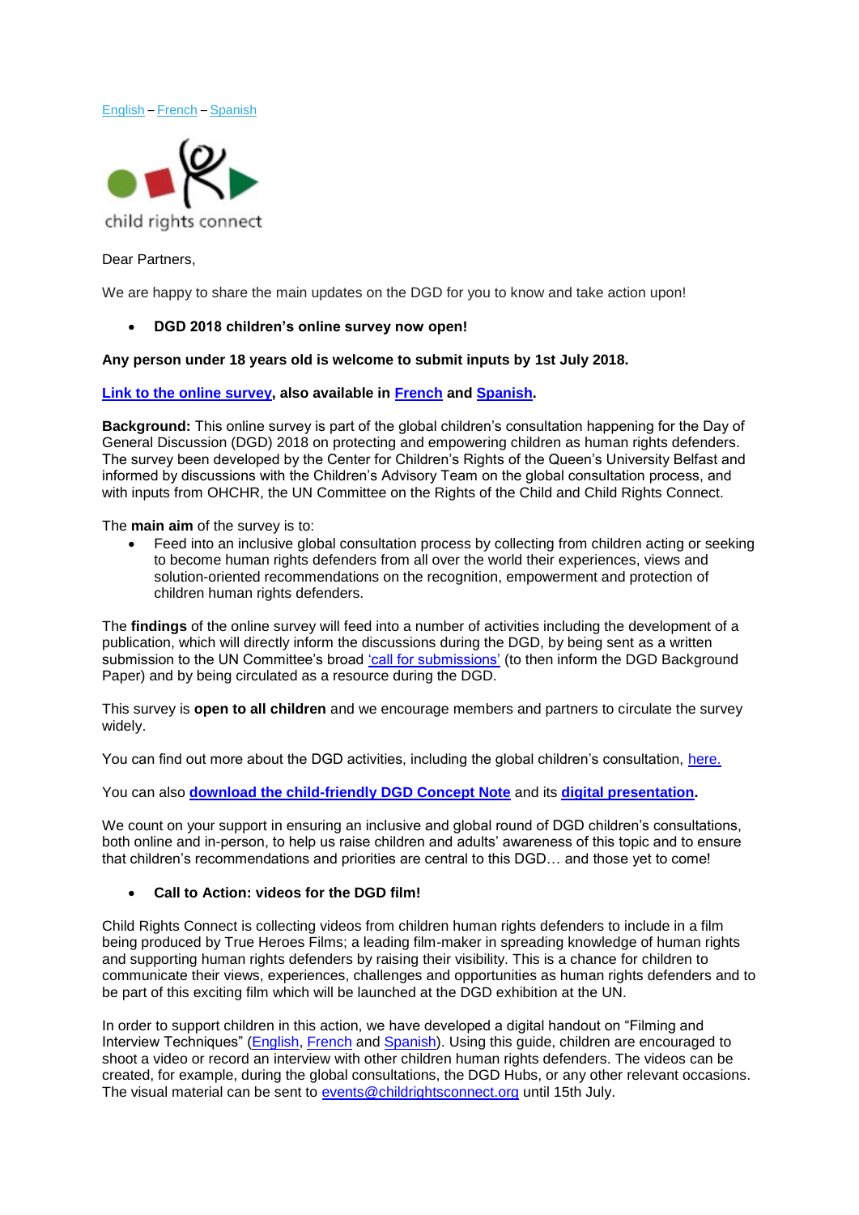English – French – Spanish

child rights connect

Dear Partners,

We are happy to share the main updates on the DGD for you to know and take action upon!

- **DGD 2018 children's online survey now open!**

**Any person under 18 years old is welcome to submit inputs by 1st July 2018.**

**Link to the online survey, also available in French and Spanish.**

**Background:** This online survey is part of the global children's consultation happening for the Day of General Discussion (DGD) 2018 on protecting and empowering children as human rights defenders. The survey been developed by the Center for Children's Rights of the Queen's University Belfast and informed by discussions with the Children's Advisory Team on the global consultation process, and with inputs from OHCHR, the UN Committee on the Rights of the Child and Child Rights Connect.

The **main aim** of the survey is to:

- Feed into an inclusive global consultation process by collecting from children acting or seeking to become human rights defenders from all over the world their experiences, views and solution-oriented recommendations on the recognition, empowerment and protection of children human rights defenders.

The **findings** of the online survey will feed into a number of activities including the development of a publication, which will directly inform the discussions during the DGD, by being sent as a written submission to the UN Committee's broad 'call for submissions' (to then inform the DGD Background Paper) and by being circulated as a resource during the DGD.

This survey is **open to all children** and we encourage members and partners to circulate the survey widely.

You can find out more about the DGD activities, including the global children's consultation, here.

You can also **download the child-friendly DGD Concept Note** and its **digital presentation**.

We count on your support in ensuring an inclusive and global round of DGD children's consultations, both online and in-person, to help us raise children and adults' awareness of this topic and to ensure that children's recommendations and priorities are central to this DGD… and those yet to come!

- **Call to Action: videos for the DGD film!**

Child Rights Connect is collecting videos from children human rights defenders to include in a film being produced by True Heroes Films; a leading film-maker in spreading knowledge of human rights and supporting human rights defenders by raising their visibility. This is a chance for children to communicate their views, experiences, challenges and opportunities as human rights defenders and to be part of this exciting film which will be launched at the DGD exhibition at the UN.

In order to support children in this action, we have developed a digital handout on "Filming and Interview Techniques" (English, French and Spanish). Using this guide, children are encouraged to shoot a video or record an interview with other children human rights defenders. The videos can be created, for example, during the global consultations, the DGD Hubs, or any other relevant occasions. The visual material can be sent to events@childrightsconnect.org until 15th July.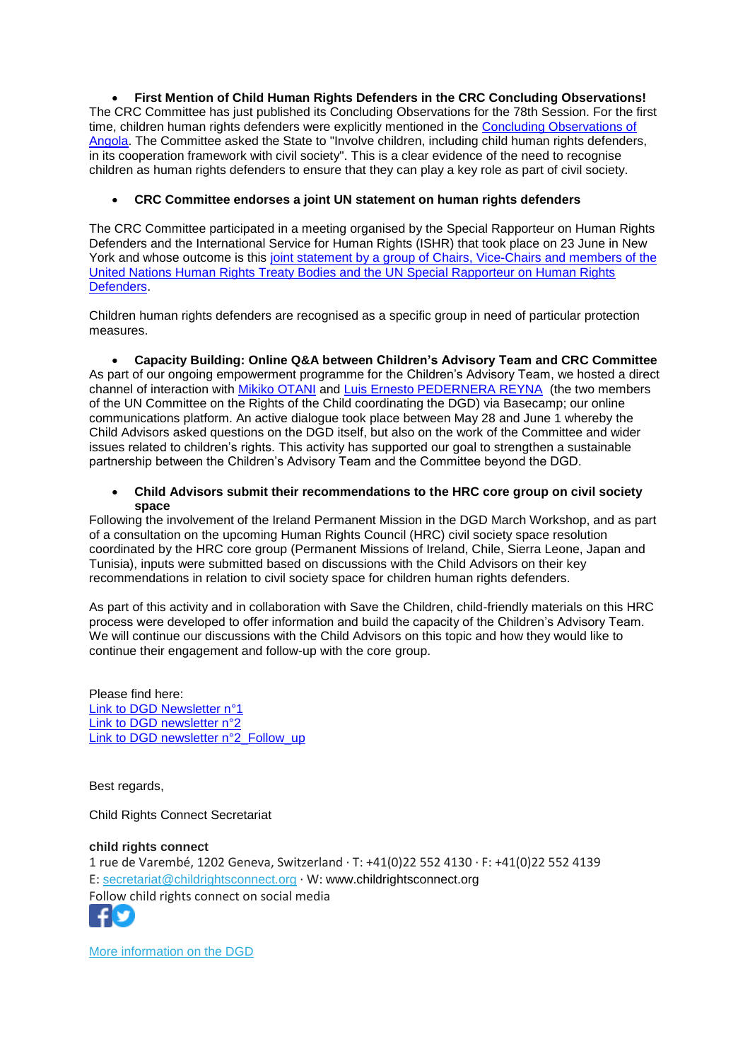- **First Mention of Child Human Rights Defenders in the CRC Concluding Observations!**

The CRC Committee has just published its Concluding Observations for the 78th Session. For the first time, children human rights defenders were explicitly mentioned in the Concluding Observations of Angola. The Committee asked the State to "Involve children, including child human rights defenders, in its cooperation framework with civil society". This is a clear evidence of the need to recognise children as human rights defenders to ensure that they can play a key role as part of civil society.

- **CRC Committee endorses a joint UN statement on human rights defenders**

The CRC Committee participated in a meeting organised by the Special Rapporteur on Human Rights Defenders and the International Service for Human Rights (ISHR) that took place on 23 June in New York and whose outcome is this joint statement by a group of Chairs, Vice-Chairs and members of the United Nations Human Rights Treaty Bodies and the UN Special Rapporteur on Human Rights Defenders.

Children human rights defenders are recognised as a specific group in need of particular protection measures.

- **Capacity Building: Online Q&A between Children's Advisory Team and CRC Committee**

As part of our ongoing empowerment programme for the Children's Advisory Team, we hosted a direct channel of interaction with Mikiko OTANI and Luis Ernesto PEDERNERA REYNA (the two members of the UN Committee on the Rights of the Child coordinating the DGD) via Basecamp; our online communications platform. An active dialogue took place between May 28 and June 1 whereby the Child Advisors asked questions on the DGD itself, but also on the work of the Committee and wider issues related to children's rights. This activity has supported our goal to strengthen a sustainable partnership between the Children's Advisory Team and the Committee beyond the DGD.

- **Child Advisors submit their recommendations to the HRC core group on civil society space**

Following the involvement of the Ireland Permanent Mission in the DGD March Workshop, and as part of a consultation on the upcoming Human Rights Council (HRC) civil society space resolution coordinated by the HRC core group (Permanent Missions of Ireland, Chile, Sierra Leone, Japan and Tunisia), inputs were submitted based on discussions with the Child Advisors on their key recommendations in relation to civil society space for children human rights defenders.

As part of this activity and in collaboration with Save the Children, child-friendly materials on this HRC process were developed to offer information and build the capacity of the Children's Advisory Team. We will continue our discussions with the Child Advisors on this topic and how they would like to continue their engagement and follow-up with the core group.

Please find here:
Link to DGD Newsletter n°1
Link to DGD newsletter n°2
Link to DGD newsletter n°2_Follow_up

Best regards,

Child Rights Connect Secretariat

**child rights connect**
1 rue de Varembé, 1202 Geneva, Switzerland · T: +41(0)22 552 4130 · F: +41(0)22 552 4139
E: secretariat@childrightsconnect.org · W: www.childrightsconnect.org
Follow child rights connect on social media

More information on the DGD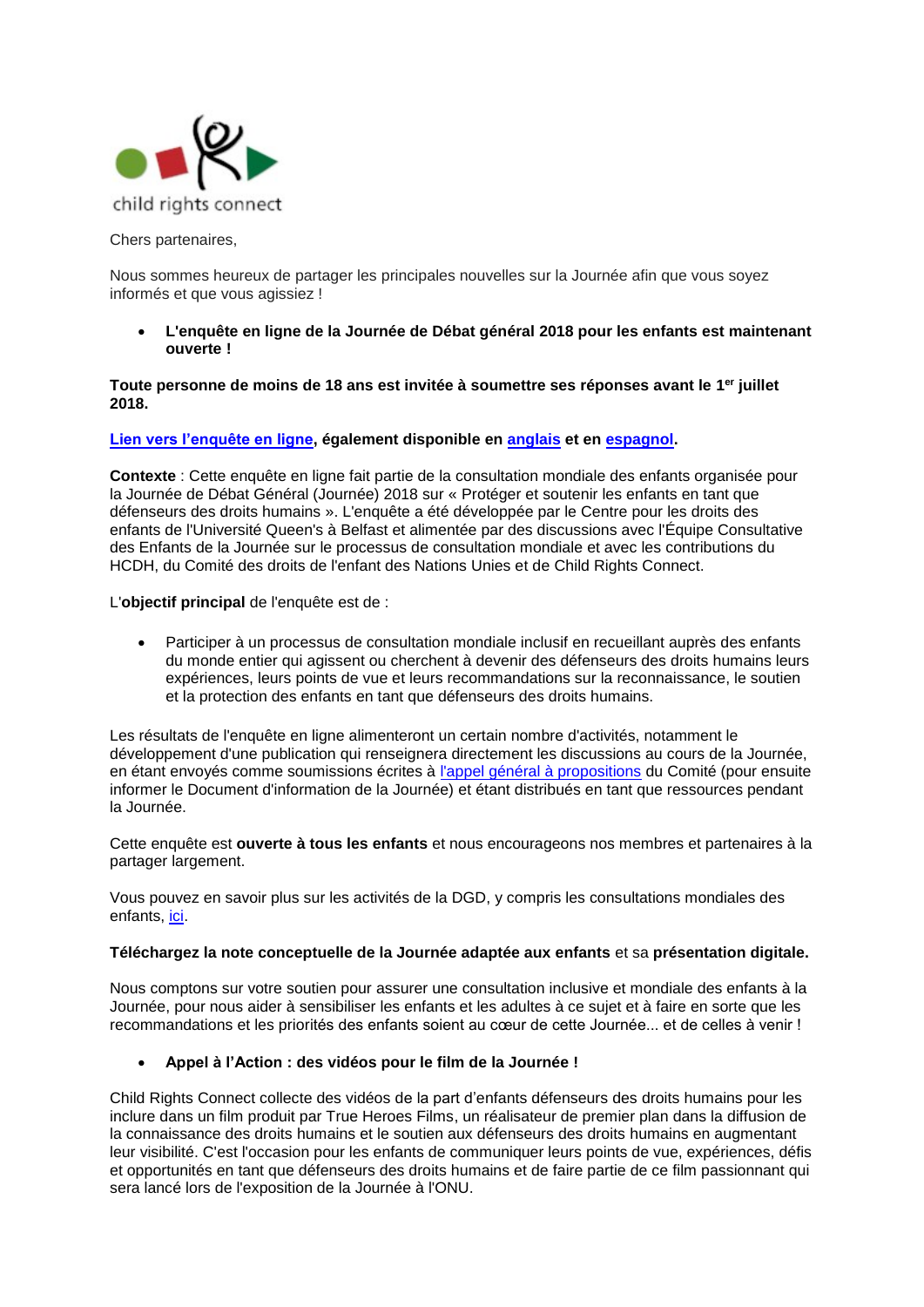child rights connect

Chers partenaires,

Nous sommes heureux de partager les principales nouvelles sur la Journée afin que vous soyez informés et que vous agissiez !

- **L'enquête en ligne de la Journée de Débat général 2018 pour les enfants est maintenant ouverte !**

**Toute personne de moins de 18 ans est invitée à soumettre ses réponses avant le 1er juillet 2018.**

**Lien vers l'enquête en ligne, également disponible en anglais et en espagnol.**

**Contexte** : Cette enquête en ligne fait partie de la consultation mondiale des enfants organisée pour la Journée de Débat Général (Journée) 2018 sur « Protéger et soutenir les enfants en tant que défenseurs des droits humains ». L'enquête a été développée par le Centre pour les droits des enfants de l'Université Queen's à Belfast et alimentée par des discussions avec l'Équipe Consultative des Enfants de la Journée sur le processus de consultation mondiale et avec les contributions du HCDH, du Comité des droits de l'enfant des Nations Unies et de Child Rights Connect.

L'**objectif principal** de l'enquête est de :

- Participer à un processus de consultation mondiale inclusif en recueillant auprès des enfants du monde entier qui agissent ou cherchent à devenir des défenseurs des droits humains leurs expériences, leurs points de vue et leurs recommandations sur la reconnaissance, le soutien et la protection des enfants en tant que défenseurs des droits humains.

Les résultats de l'enquête en ligne alimenteront un certain nombre d'activités, notamment le développement d'une publication qui renseignera directement les discussions au cours de la Journée, en étant envoyés comme soumissions écrites à l'appel général à propositions du Comité (pour ensuite informer le Document d'information de la Journée) et étant distribués en tant que ressources pendant la Journée.

Cette enquête est **ouverte à tous les enfants** et nous encourageons nos membres et partenaires à la partager largement.

Vous pouvez en savoir plus sur les activités de la DGD, y compris les consultations mondiales des enfants, ici.

**Téléchargez la note conceptuelle de la Journée adaptée aux enfants** et sa **présentation digitale.**

Nous comptons sur votre soutien pour assurer une consultation inclusive et mondiale des enfants à la Journée, pour nous aider à sensibiliser les enfants et les adultes à ce sujet et à faire en sorte que les recommandations et les priorités des enfants soient au cœur de cette Journée... et de celles à venir !

- **Appel à l'Action : des vidéos pour le film de la Journée !**

Child Rights Connect collecte des vidéos de la part d'enfants défenseurs des droits humains pour les inclure dans un film produit par True Heroes Films, un réalisateur de premier plan dans la diffusion de la connaissance des droits humains et le soutien aux défenseurs des droits humains en augmentant leur visibilité. C'est l'occasion pour les enfants de communiquer leurs points de vue, expériences, défis et opportunités en tant que défenseurs des droits humains et de faire partie de ce film passionnant qui sera lancé lors de l'exposition de la Journée à l'ONU.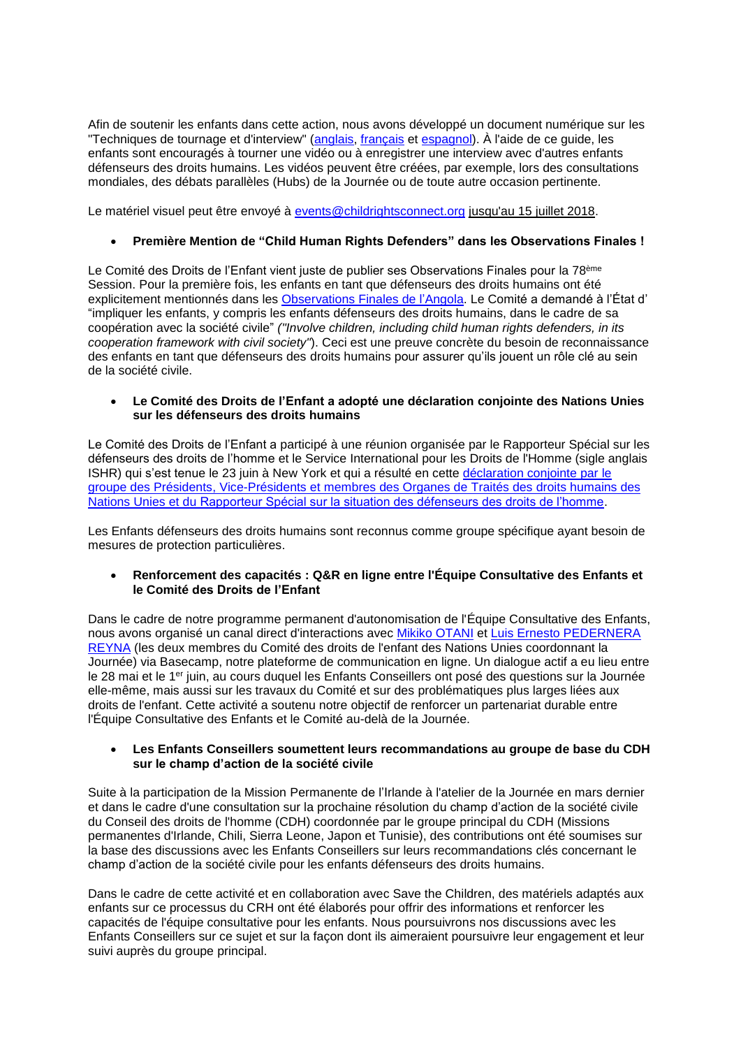Afin de soutenir les enfants dans cette action, nous avons développé un document numérique sur les "Techniques de tournage et d'interview" (anglais, français et espagnol). À l'aide de ce guide, les enfants sont encouragés à tourner une vidéo ou à enregistrer une interview avec d'autres enfants défenseurs des droits humains. Les vidéos peuvent être créées, par exemple, lors des consultations mondiales, des débats parallèles (Hubs) de la Journée ou de toute autre occasion pertinente.

Le matériel visuel peut être envoyé à events@childrightsconnect.org jusqu'au 15 juillet 2018.

- **Première Mention de "Child Human Rights Defenders" dans les Observations Finales !**

Le Comité des Droits de l'Enfant vient juste de publier ses Observations Finales pour la 78ème Session. Pour la première fois, les enfants en tant que défenseurs des droits humains ont été explicitement mentionnés dans les Observations Finales de l'Angola. Le Comité a demandé à l'État d' "impliquer les enfants, y compris les enfants défenseurs des droits humains, dans le cadre de sa coopération avec la société civile" *("Involve children, including child human rights defenders, in its cooperation framework with civil society")*. Ceci est une preuve concrète du besoin de reconnaissance des enfants en tant que défenseurs des droits humains pour assurer qu'ils jouent un rôle clé au sein de la société civile.

- **Le Comité des Droits de l'Enfant a adopté une déclaration conjointe des Nations Unies sur les défenseurs des droits humains**

Le Comité des Droits de l'Enfant a participé à une réunion organisée par le Rapporteur Spécial sur les défenseurs des droits de l'homme et le Service International pour les Droits de l'Homme (sigle anglais ISHR) qui s'est tenue le 23 juin à New York et qui a résulté en cette déclaration conjointe par le groupe des Présidents, Vice-Présidents et membres des Organes de Traités des droits humains des Nations Unies et du Rapporteur Spécial sur la situation des défenseurs des droits de l'homme.

Les Enfants défenseurs des droits humains sont reconnus comme groupe spécifique ayant besoin de mesures de protection particulières.

- **Renforcement des capacités : Q&R en ligne entre l'Équipe Consultative des Enfants et le Comité des Droits de l'Enfant**

Dans le cadre de notre programme permanent d'autonomisation de l'Équipe Consultative des Enfants, nous avons organisé un canal direct d'interactions avec Mikiko OTANI et Luis Ernesto PEDERNERA REYNA (les deux membres du Comité des droits de l'enfant des Nations Unies coordonnant la Journée) via Basecamp, notre plateforme de communication en ligne. Un dialogue actif a eu lieu entre le 28 mai et le 1er juin, au cours duquel les Enfants Conseillers ont posé des questions sur la Journée elle-même, mais aussi sur les travaux du Comité et sur des problématiques plus larges liées aux droits de l'enfant. Cette activité a soutenu notre objectif de renforcer un partenariat durable entre l'Équipe Consultative des Enfants et le Comité au-delà de la Journée.

- **Les Enfants Conseillers soumettent leurs recommandations au groupe de base du CDH sur le champ d'action de la société civile**

Suite à la participation de la Mission Permanente de l'Irlande à l'atelier de la Journée en mars dernier et dans le cadre d'une consultation sur la prochaine résolution du champ d'action de la société civile du Conseil des droits de l'homme (CDH) coordonnée par le groupe principal du CDH (Missions permanentes d'Irlande, Chili, Sierra Leone, Japon et Tunisie), des contributions ont été soumises sur la base des discussions avec les Enfants Conseillers sur leurs recommandations clés concernant le champ d'action de la société civile pour les enfants défenseurs des droits humains.

Dans le cadre de cette activité et en collaboration avec Save the Children, des matériels adaptés aux enfants sur ce processus du CRH ont été élaborés pour offrir des informations et renforcer les capacités de l'équipe consultative pour les enfants. Nous poursuivrons nos discussions avec les Enfants Conseillers sur ce sujet et sur la façon dont ils aimeraient poursuivre leur engagement et leur suivi auprès du groupe principal.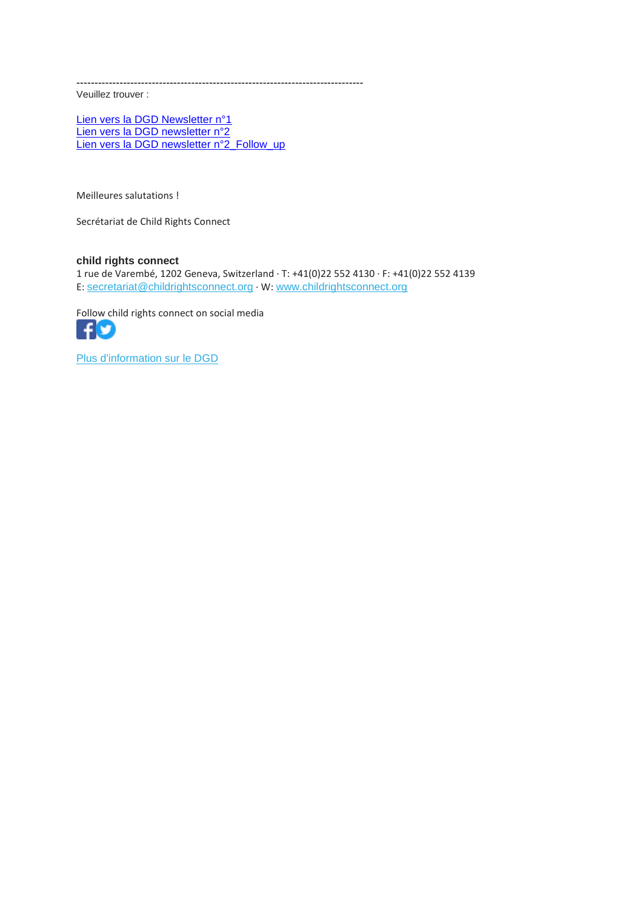--------------------------------------------------------------------------------

Veuillez trouver :

Lien vers la DGD Newsletter n°1
Lien vers la DGD newsletter n°2
Lien vers la DGD newsletter n°2_Follow_up

Meilleures salutations !

Secrétariat de Child Rights Connect

**child rights connect**
1 rue de Varembé, 1202 Geneva, Switzerland · T: +41(0)22 552 4130 · F: +41(0)22 552 4139
E: secretariat@childrightsconnect.org · W: www.childrightsconnect.org

Follow child rights connect on social media

Plus d'information sur le DGD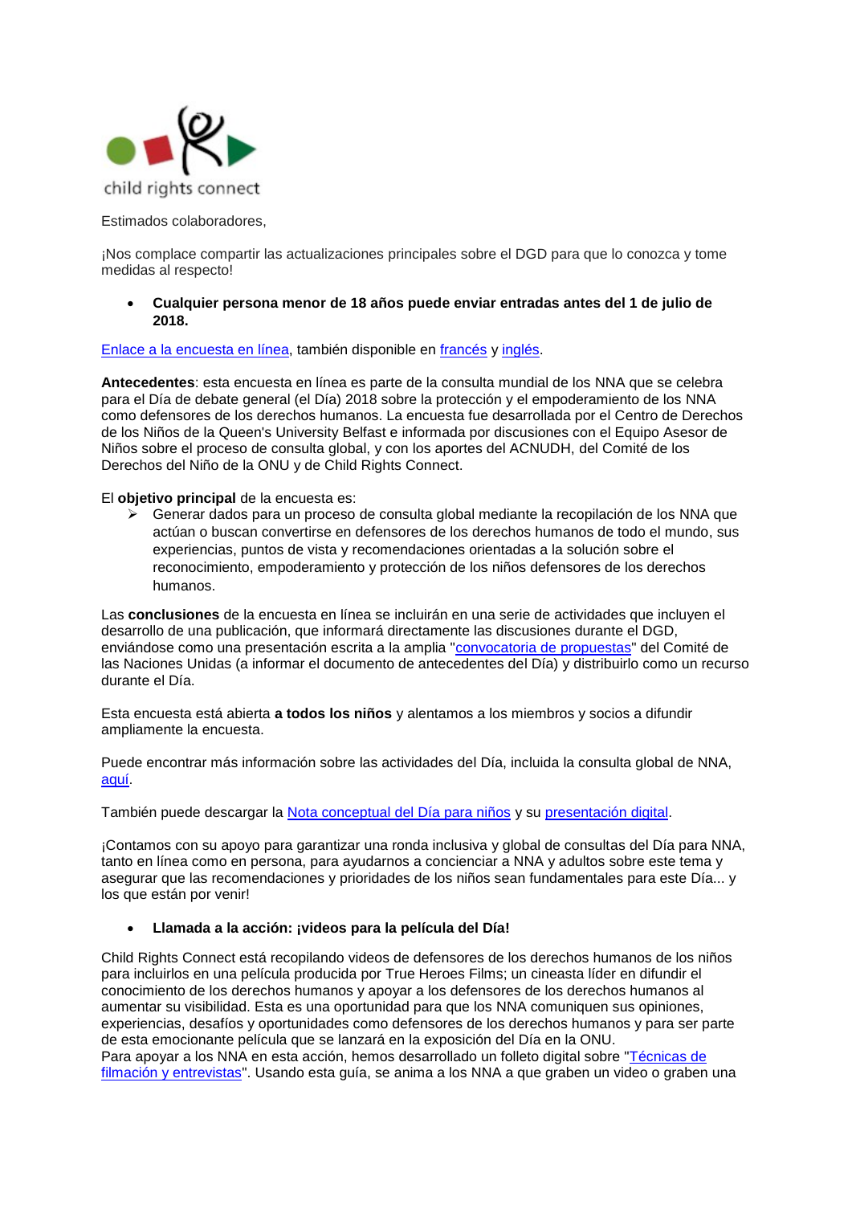child rights connect

Estimados colaboradores,

¡Nos complace compartir las actualizaciones principales sobre el DGD para que lo conozca y tome medidas al respecto!

- **Cualquier persona menor de 18 años puede enviar entradas antes del 1 de julio de 2018.**

Enlace a la encuesta en línea, también disponible en francés y inglés.

**Antecedentes**: esta encuesta en línea es parte de la consulta mundial de los NNA que se celebra para el Día de debate general (el Día) 2018 sobre la protección y el empoderamiento de los NNA como defensores de los derechos humanos. La encuesta fue desarrollada por el Centro de Derechos de los Niños de la Queen's University Belfast e informada por discusiones con el Equipo Asesor de Niños sobre el proceso de consulta global, y con los aportes del ACNUDH, del Comité de los Derechos del Niño de la ONU y de Child Rights Connect.

El **objetivo principal** de la encuesta es:

- Generar dados para un proceso de consulta global mediante la recopilación de los NNA que actúan o buscan convertirse en defensores de los derechos humanos de todo el mundo, sus experiencias, puntos de vista y recomendaciones orientadas a la solución sobre el reconocimiento, empoderamiento y protección de los niños defensores de los derechos humanos.

Las **conclusiones** de la encuesta en línea se incluirán en una serie de actividades que incluyen el desarrollo de una publicación, que informará directamente las discusiones durante el DGD, enviándose como una presentación escrita a la amplia "convocatoria de propuestas" del Comité de las Naciones Unidas (a informar el documento de antecedentes del Día) y distribuirlo como un recurso durante el Día.

Esta encuesta está abierta **a todos los niños** y alentamos a los miembros y socios a difundir ampliamente la encuesta.

Puede encontrar más información sobre las actividades del Día, incluida la consulta global de NNA, aquí.

También puede descargar la Nota conceptual del Día para niños y su presentación digital.

¡Contamos con su apoyo para garantizar una ronda inclusiva y global de consultas del Día para NNA, tanto en línea como en persona, para ayudarnos a concienciar a NNA y adultos sobre este tema y asegurar que las recomendaciones y prioridades de los niños sean fundamentales para este Día... y los que están por venir!

- **Llamada a la acción: ¡videos para la película del Día!**

Child Rights Connect está recopilando videos de defensores de los derechos humanos de los niños para incluirlos en una película producida por True Heroes Films; un cineasta líder en difundir el conocimiento de los derechos humanos y apoyar a los defensores de los derechos humanos al aumentar su visibilidad. Esta es una oportunidad para que los NNA comuniquen sus opiniones, experiencias, desafíos y oportunidades como defensores de los derechos humanos y para ser parte de esta emocionante película que se lanzará en la exposición del Día en la ONU.
Para apoyar a los NNA en esta acción, hemos desarrollado un folleto digital sobre "Técnicas de filmación y entrevistas". Usando esta guía, se anima a los NNA a que graben un video o graben una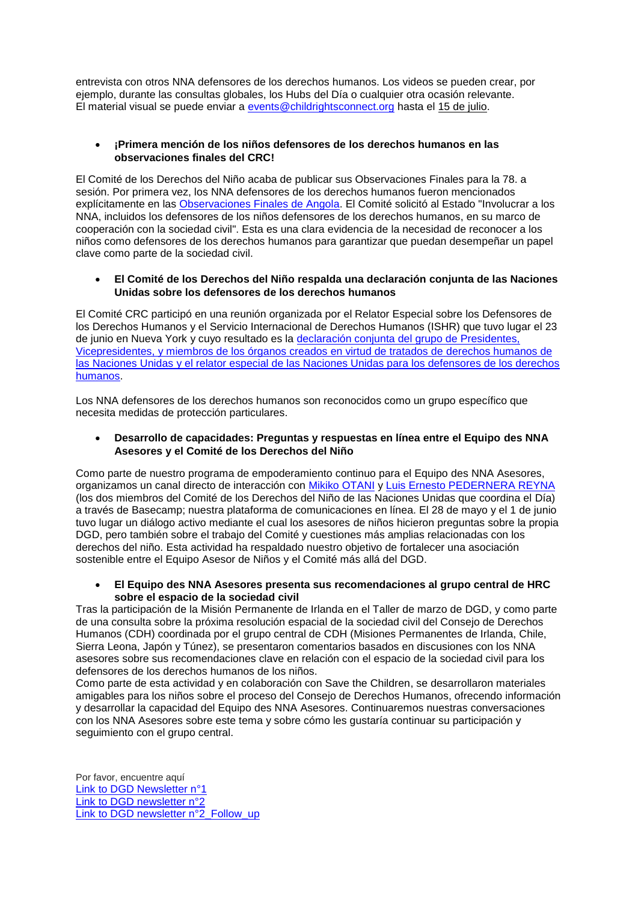entrevista con otros NNA defensores de los derechos humanos. Los videos se pueden crear, por ejemplo, durante las consultas globales, los Hubs del Día o cualquier otra ocasión relevante.
El material visual se puede enviar a events@childrightsconnect.org hasta el 15 de julio.

- **¡Primera mención de los niños defensores de los derechos humanos en las observaciones finales del CRC!**

El Comité de los Derechos del Niño acaba de publicar sus Observaciones Finales para la 78. a sesión. Por primera vez, los NNA defensores de los derechos humanos fueron mencionados explícitamente en las Observaciones Finales de Angola. El Comité solicitó al Estado "Involucrar a los NNA, incluidos los defensores de los niños defensores de los derechos humanos, en su marco de cooperación con la sociedad civil". Esta es una clara evidencia de la necesidad de reconocer a los niños como defensores de los derechos humanos para garantizar que puedan desempeñar un papel clave como parte de la sociedad civil.

- **El Comité de los Derechos del Niño respalda una declaración conjunta de las Naciones Unidas sobre los defensores de los derechos humanos**

El Comité CRC participó en una reunión organizada por el Relator Especial sobre los Defensores de los Derechos Humanos y el Servicio Internacional de Derechos Humanos (ISHR) que tuvo lugar el 23 de junio en Nueva York y cuyo resultado es la declaración conjunta del grupo de Presidentes, Vicepresidentes, y miembros de los órganos creados en virtud de tratados de derechos humanos de las Naciones Unidas y el relator especial de las Naciones Unidas para los defensores de los derechos humanos.

Los NNA defensores de los derechos humanos son reconocidos como un grupo específico que necesita medidas de protección particulares.

- **Desarrollo de capacidades: Preguntas y respuestas en línea entre el Equipo des NNA Asesores y el Comité de los Derechos del Niño**

Como parte de nuestro programa de empoderamiento continuo para el Equipo des NNA Asesores, organizamos un canal directo de interacción con Mikiko OTANI y Luis Ernesto PEDERNERA REYNA (los dos miembros del Comité de los Derechos del Niño de las Naciones Unidas que coordina el Día) a través de Basecamp; nuestra plataforma de comunicaciones en línea. El 28 de mayo y el 1 de junio tuvo lugar un diálogo activo mediante el cual los asesores de niños hicieron preguntas sobre la propia DGD, pero también sobre el trabajo del Comité y cuestiones más amplias relacionadas con los derechos del niño. Esta actividad ha respaldado nuestro objetivo de fortalecer una asociación sostenible entre el Equipo Asesor de Niños y el Comité más allá del DGD.

- **El Equipo des NNA Asesores presenta sus recomendaciones al grupo central de HRC sobre el espacio de la sociedad civil**

Tras la participación de la Misión Permanente de Irlanda en el Taller de marzo de DGD, y como parte de una consulta sobre la próxima resolución espacial de la sociedad civil del Consejo de Derechos Humanos (CDH) coordinada por el grupo central de CDH (Misiones Permanentes de Irlanda, Chile, Sierra Leona, Japón y Túnez), se presentaron comentarios basados en discusiones con los NNA asesores sobre sus recomendaciones clave en relación con el espacio de la sociedad civil para los defensores de los derechos humanos de los niños.
Como parte de esta actividad y en colaboración con Save the Children, se desarrollaron materiales amigables para los niños sobre el proceso del Consejo de Derechos Humanos, ofrecendo información y desarrollar la capacidad del Equipo des NNA Asesores. Continuaremos nuestras conversaciones con los NNA Asesores sobre este tema y sobre cómo les gustaría continuar su participación y seguimiento con el grupo central.

Por favor, encuentre aquí
Link to DGD Newsletter n°1
Link to DGD newsletter n°2
Link to DGD newsletter n°2_Follow_up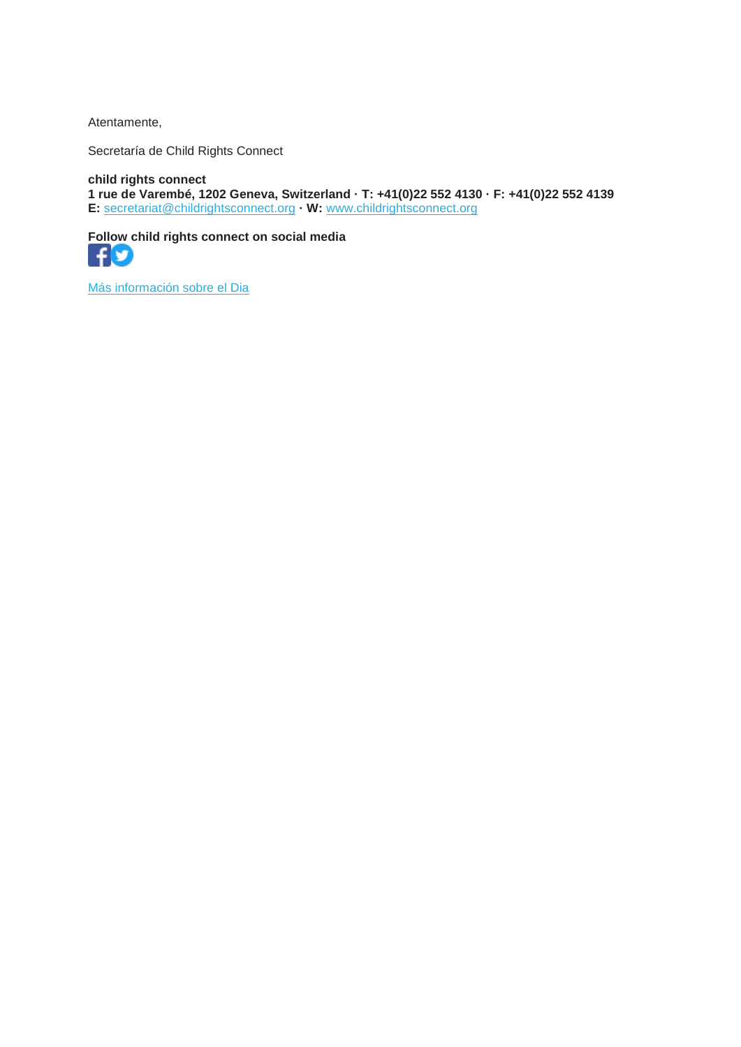Atentamente,

Secretaría de Child Rights Connect

**child rights connect**
**1 rue de Varembé, 1202 Geneva, Switzerland · T: +41(0)22 552 4130 · F: +41(0)22 552 4139**
**E:** secretariat@childrightsconnect.org **· W:** www.childrightsconnect.org

**Follow child rights connect on social media**

Más información sobre el Dia